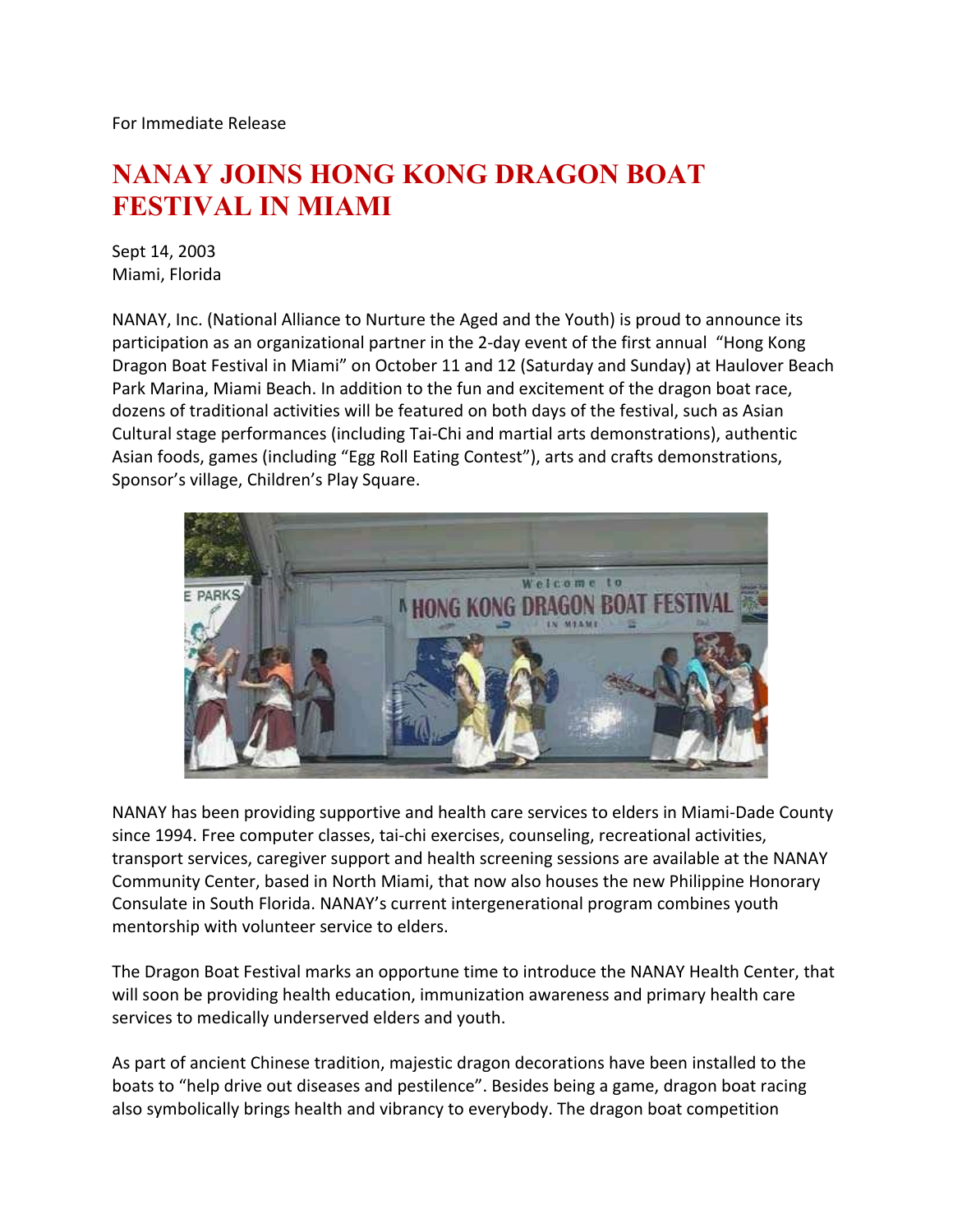For Immediate Release

# NANAY JOINS HONG KONG DRAGON BOAT FESTIVAL IN MIAMI

Sept 14, 2003
Miami, Florida

NANAY, Inc. (National Alliance to Nurture the Aged and the Youth) is proud to announce its participation as an organizational partner in the 2-day event of the first annual "Hong Kong Dragon Boat Festival in Miami" on October 11 and 12 (Saturday and Sunday) at Haulover Beach Park Marina, Miami Beach. In addition to the fun and excitement of the dragon boat race, dozens of traditional activities will be featured on both days of the festival, such as Asian Cultural stage performances (including Tai-Chi and martial arts demonstrations), authentic Asian foods, games (including "Egg Roll Eating Contest"), arts and crafts demonstrations, Sponsor's village, Children's Play Square.

NANAY has been providing supportive and health care services to elders in Miami-Dade County since 1994. Free computer classes, tai-chi exercises, counseling, recreational activities, transport services, caregiver support and health screening sessions are available at the NANAY Community Center, based in North Miami, that now also houses the new Philippine Honorary Consulate in South Florida. NANAY's current intergenerational program combines youth mentorship with volunteer service to elders.

The Dragon Boat Festival marks an opportune time to introduce the NANAY Health Center, that will soon be providing health education, immunization awareness and primary health care services to medically underserved elders and youth.

As part of ancient Chinese tradition, majestic dragon decorations have been installed to the boats to "help drive out diseases and pestilence". Besides being a game, dragon boat racing also symbolically brings health and vibrancy to everybody. The dragon boat competition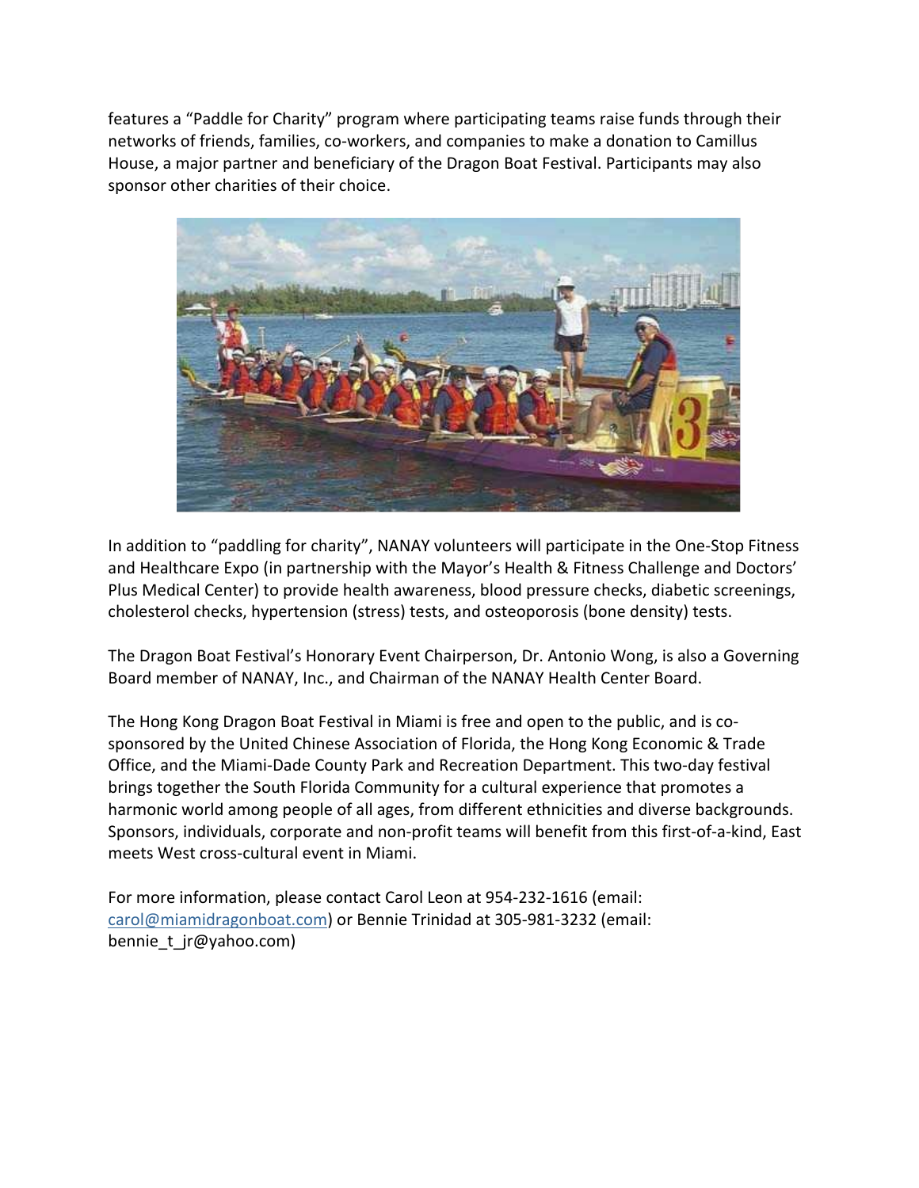features a “Paddle for Charity” program where participating teams raise funds through their networks of friends, families, co-workers, and companies to make a donation to Camillus House, a major partner and beneficiary of the Dragon Boat Festival. Participants may also sponsor other charities of their choice.

In addition to “paddling for charity”, NANAY volunteers will participate in the One-Stop Fitness and Healthcare Expo (in partnership with the Mayor’s Health & Fitness Challenge and Doctors’ Plus Medical Center) to provide health awareness, blood pressure checks, diabetic screenings, cholesterol checks, hypertension (stress) tests, and osteoporosis (bone density) tests.

The Dragon Boat Festival’s Honorary Event Chairperson, Dr. Antonio Wong, is also a Governing Board member of NANAY, Inc., and Chairman of the NANAY Health Center Board.

The Hong Kong Dragon Boat Festival in Miami is free and open to the public, and is co-sponsored by the United Chinese Association of Florida, the Hong Kong Economic & Trade Office, and the Miami-Dade County Park and Recreation Department. This two-day festival brings together the South Florida Community for a cultural experience that promotes a harmonic world among people of all ages, from different ethnicities and diverse backgrounds. Sponsors, individuals, corporate and non-profit teams will benefit from this first-of-a-kind, East meets West cross-cultural event in Miami.

For more information, please contact Carol Leon at 954-232-1616 (email: carol@miamidragonboat.com) or Bennie Trinidad at 305-981-3232 (email: bennie_t_jr@yahoo.com)